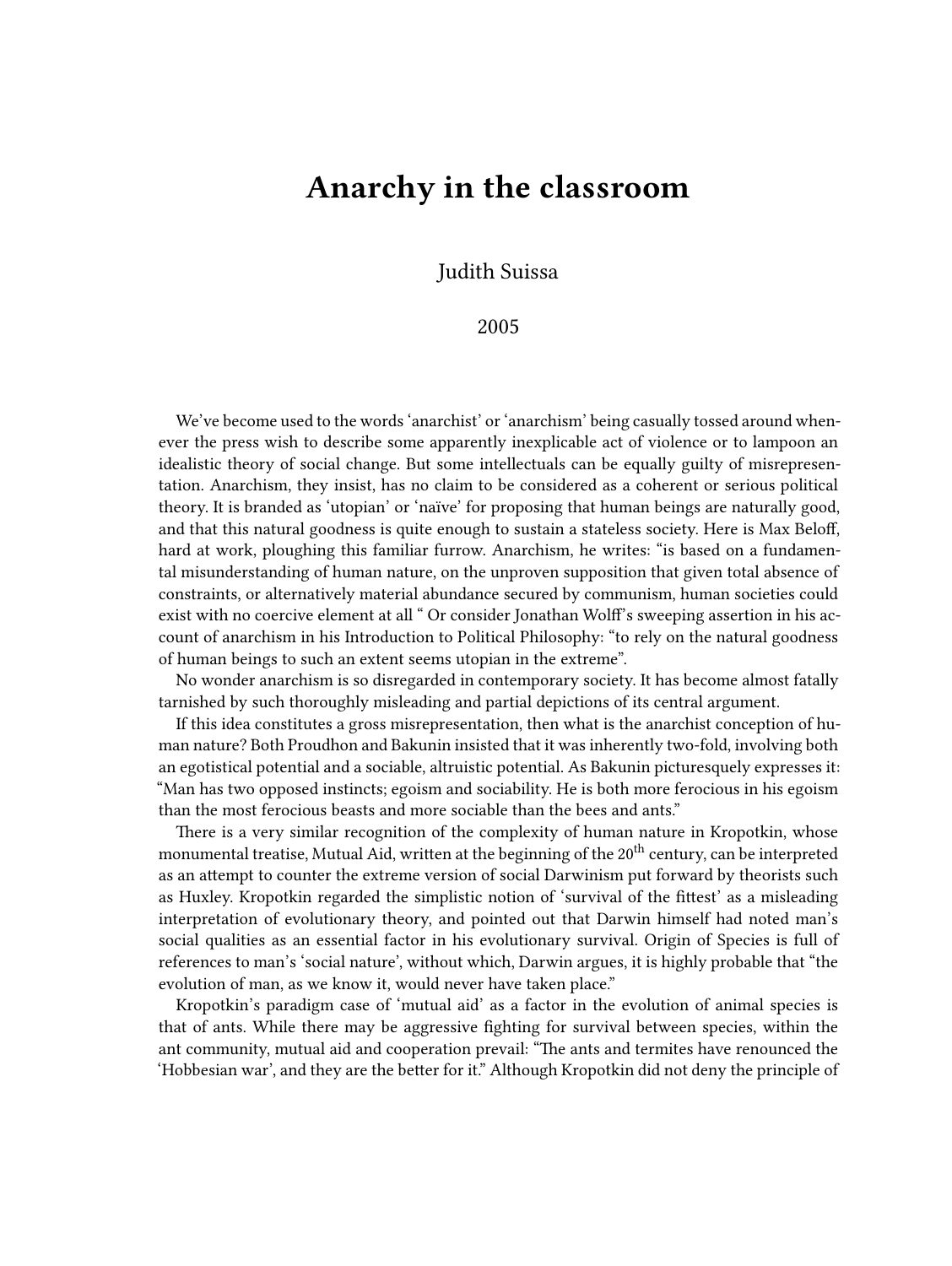# Anarchy in the classroom

Judith Suissa

2005

We've become used to the words 'anarchist' or 'anarchism' being casually tossed around whenever the press wish to describe some apparently inexplicable act of violence or to lampoon an idealistic theory of social change. But some intellectuals can be equally guilty of misrepresentation. Anarchism, they insist, has no claim to be considered as a coherent or serious political theory. It is branded as 'utopian' or 'naïve' for proposing that human beings are naturally good, and that this natural goodness is quite enough to sustain a stateless society. Here is Max Beloff, hard at work, ploughing this familiar furrow. Anarchism, he writes: "is based on a fundamental misunderstanding of human nature, on the unproven supposition that given total absence of constraints, or alternatively material abundance secured by communism, human societies could exist with no coercive element at all " Or consider Jonathan Wolff's sweeping assertion in his account of anarchism in his Introduction to Political Philosophy: "to rely on the natural goodness of human beings to such an extent seems utopian in the extreme".

No wonder anarchism is so disregarded in contemporary society. It has become almost fatally tarnished by such thoroughly misleading and partial depictions of its central argument.

If this idea constitutes a gross misrepresentation, then what is the anarchist conception of human nature? Both Proudhon and Bakunin insisted that it was inherently two-fold, involving both an egotistical potential and a sociable, altruistic potential. As Bakunin picturesquely expresses it: "Man has two opposed instincts; egoism and sociability. He is both more ferocious in his egoism than the most ferocious beasts and more sociable than the bees and ants."

There is a very similar recognition of the complexity of human nature in Kropotkin, whose monumental treatise, Mutual Aid, written at the beginning of the 20th century, can be interpreted as an attempt to counter the extreme version of social Darwinism put forward by theorists such as Huxley. Kropotkin regarded the simplistic notion of 'survival of the fittest' as a misleading interpretation of evolutionary theory, and pointed out that Darwin himself had noted man's social qualities as an essential factor in his evolutionary survival. Origin of Species is full of references to man's 'social nature', without which, Darwin argues, it is highly probable that "the evolution of man, as we know it, would never have taken place."

Kropotkin's paradigm case of 'mutual aid' as a factor in the evolution of animal species is that of ants. While there may be aggressive fighting for survival between species, within the ant community, mutual aid and cooperation prevail: "The ants and termites have renounced the 'Hobbesian war', and they are the better for it." Although Kropotkin did not deny the principle of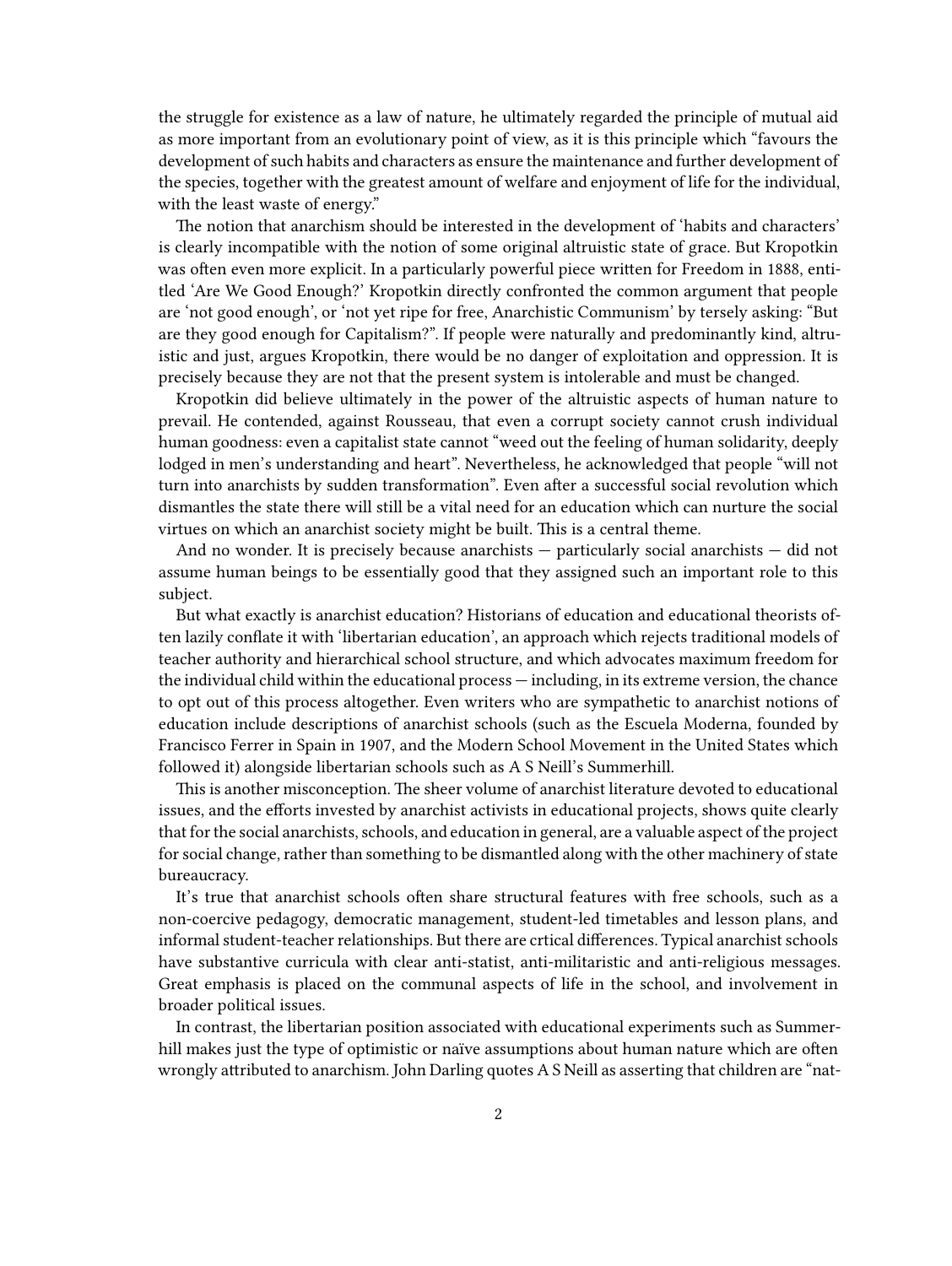the struggle for existence as a law of nature, he ultimately regarded the principle of mutual aid as more important from an evolutionary point of view, as it is this principle which "favours the development of such habits and characters as ensure the maintenance and further development of the species, together with the greatest amount of welfare and enjoyment of life for the individual, with the least waste of energy."

The notion that anarchism should be interested in the development of 'habits and characters' is clearly incompatible with the notion of some original altruistic state of grace. But Kropotkin was often even more explicit. In a particularly powerful piece written for Freedom in 1888, entitled 'Are We Good Enough?' Kropotkin directly confronted the common argument that people are 'not good enough', or 'not yet ripe for free, Anarchistic Communism' by tersely asking: "But are they good enough for Capitalism?". If people were naturally and predominantly kind, altruistic and just, argues Kropotkin, there would be no danger of exploitation and oppression. It is precisely because they are not that the present system is intolerable and must be changed.

Kropotkin did believe ultimately in the power of the altruistic aspects of human nature to prevail. He contended, against Rousseau, that even a corrupt society cannot crush individual human goodness: even a capitalist state cannot "weed out the feeling of human solidarity, deeply lodged in men's understanding and heart". Nevertheless, he acknowledged that people "will not turn into anarchists by sudden transformation". Even after a successful social revolution which dismantles the state there will still be a vital need for an education which can nurture the social virtues on which an anarchist society might be built. This is a central theme.

And no wonder. It is precisely because anarchists — particularly social anarchists — did not assume human beings to be essentially good that they assigned such an important role to this subject.

But what exactly is anarchist education? Historians of education and educational theorists often lazily conflate it with 'libertarian education', an approach which rejects traditional models of teacher authority and hierarchical school structure, and which advocates maximum freedom for the individual child within the educational process — including, in its extreme version, the chance to opt out of this process altogether. Even writers who are sympathetic to anarchist notions of education include descriptions of anarchist schools (such as the Escuela Moderna, founded by Francisco Ferrer in Spain in 1907, and the Modern School Movement in the United States which followed it) alongside libertarian schools such as A S Neill's Summerhill.

This is another misconception. The sheer volume of anarchist literature devoted to educational issues, and the efforts invested by anarchist activists in educational projects, shows quite clearly that for the social anarchists, schools, and education in general, are a valuable aspect of the project for social change, rather than something to be dismantled along with the other machinery of state bureaucracy.

It's true that anarchist schools often share structural features with free schools, such as a non-coercive pedagogy, democratic management, student-led timetables and lesson plans, and informal student-teacher relationships. But there are crtical differences. Typical anarchist schools have substantive curricula with clear anti-statist, anti-militaristic and anti-religious messages. Great emphasis is placed on the communal aspects of life in the school, and involvement in broader political issues.

In contrast, the libertarian position associated with educational experiments such as Summerhill makes just the type of optimistic or naïve assumptions about human nature which are often wrongly attributed to anarchism. John Darling quotes A S Neill as asserting that children are "nat-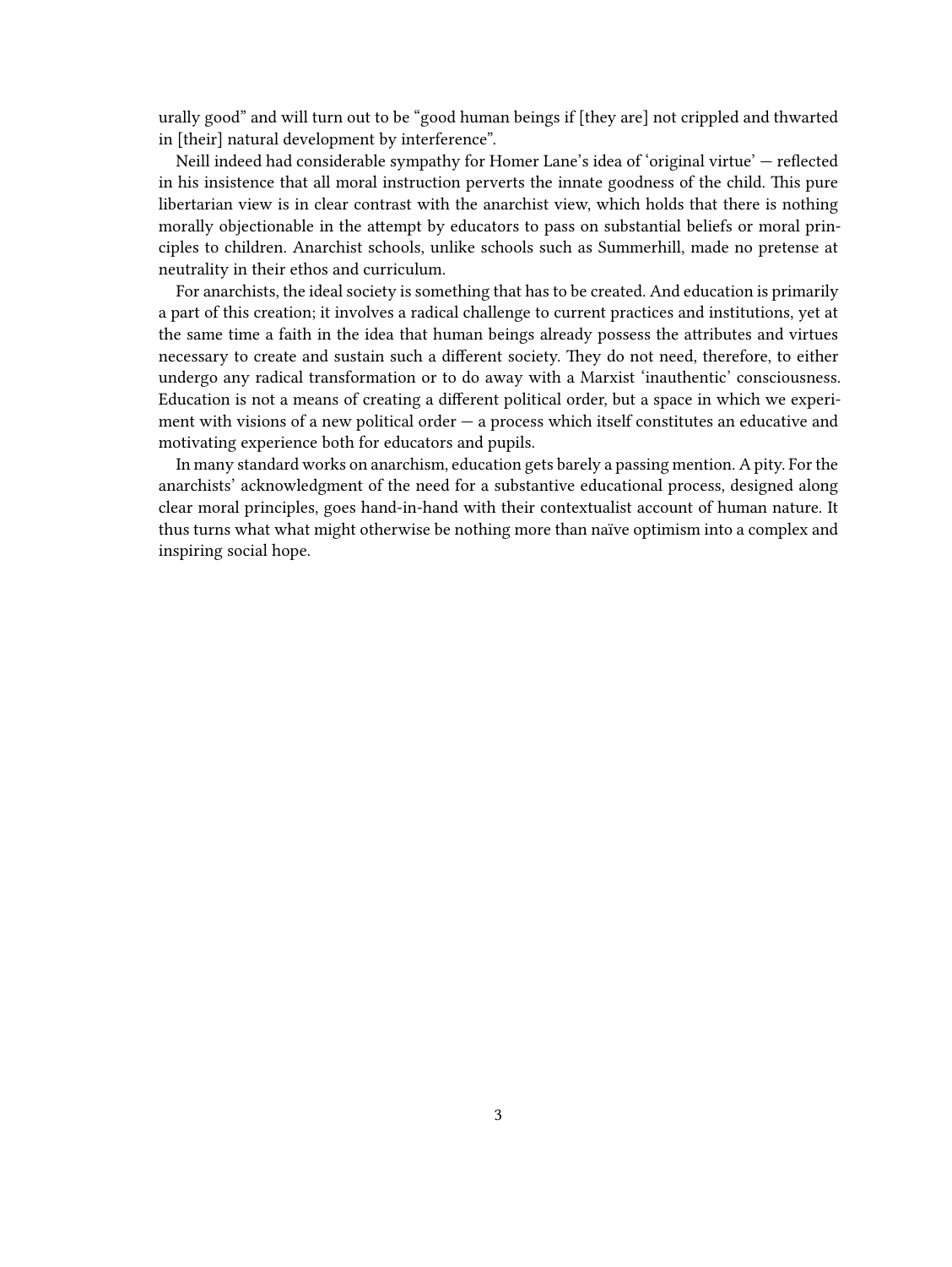urally good" and will turn out to be "good human beings if [they are] not crippled and thwarted in [their] natural development by interference".

Neill indeed had considerable sympathy for Homer Lane's idea of 'original virtue' — reflected in his insistence that all moral instruction perverts the innate goodness of the child. This pure libertarian view is in clear contrast with the anarchist view, which holds that there is nothing morally objectionable in the attempt by educators to pass on substantial beliefs or moral principles to children. Anarchist schools, unlike schools such as Summerhill, made no pretense at neutrality in their ethos and curriculum.

For anarchists, the ideal society is something that has to be created. And education is primarily a part of this creation; it involves a radical challenge to current practices and institutions, yet at the same time a faith in the idea that human beings already possess the attributes and virtues necessary to create and sustain such a different society. They do not need, therefore, to either undergo any radical transformation or to do away with a Marxist 'inauthentic' consciousness. Education is not a means of creating a different political order, but a space in which we experiment with visions of a new political order — a process which itself constitutes an educative and motivating experience both for educators and pupils.

In many standard works on anarchism, education gets barely a passing mention. A pity. For the anarchists' acknowledgment of the need for a substantive educational process, designed along clear moral principles, goes hand-in-hand with their contextualist account of human nature. It thus turns what what might otherwise be nothing more than naïve optimism into a complex and inspiring social hope.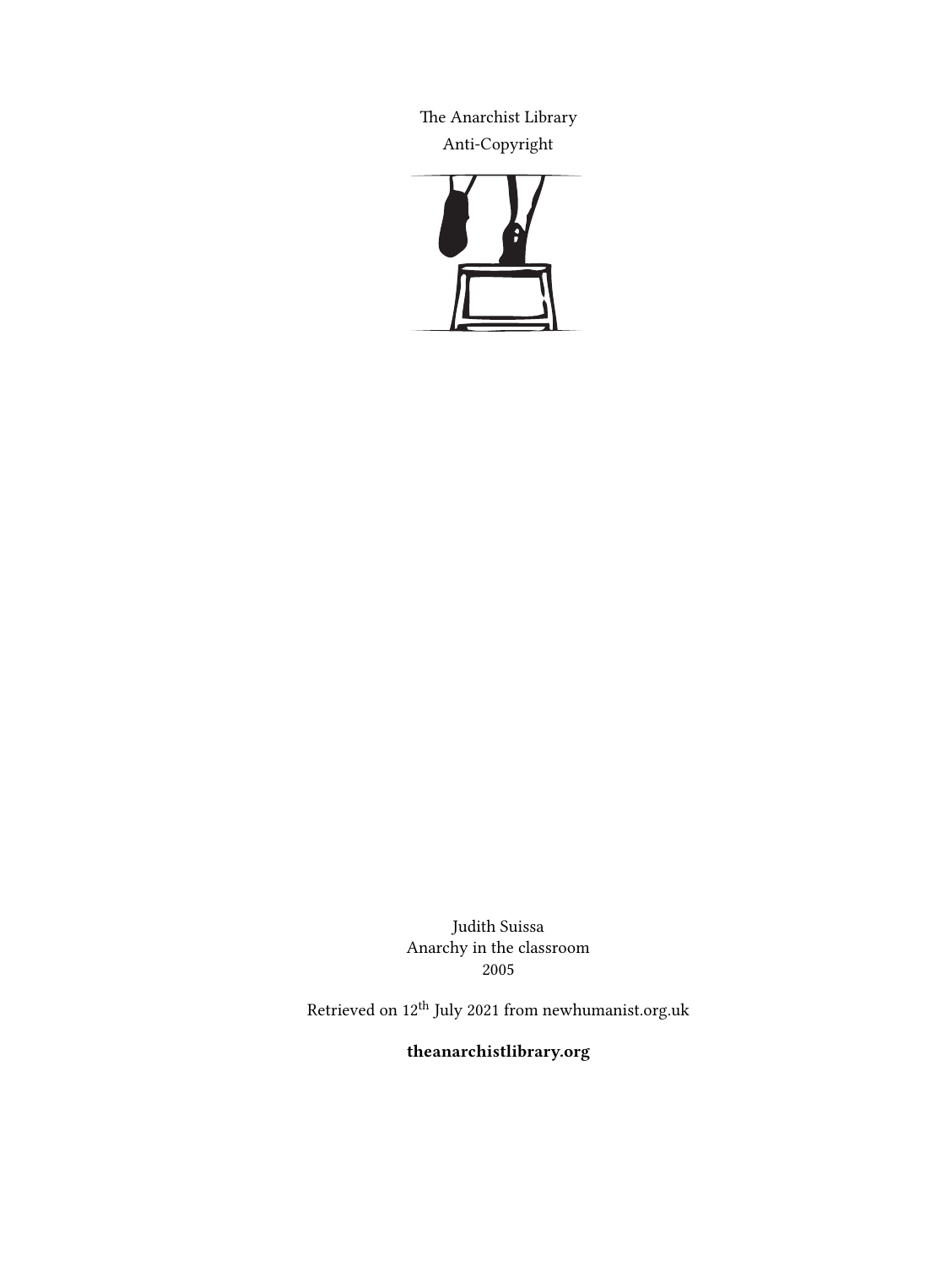The Anarchist Library
Anti-Copyright

Judith Suissa
Anarchy in the classroom
2005

Retrieved on 12th July 2021 from newhumanist.org.uk

**theanarchistlibrary.org**